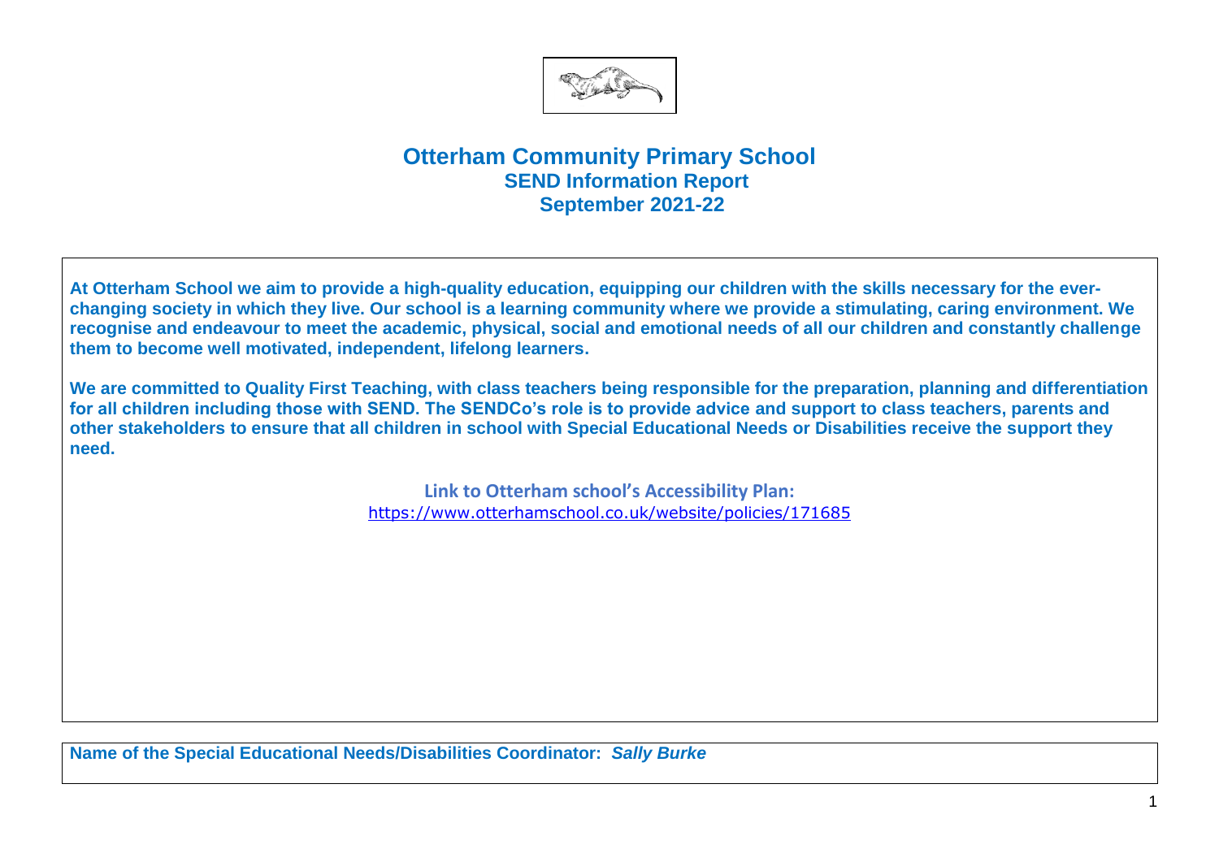# Otterham Community Primary School

## SEND Information Report

## September 2021-22

**At Otterham School we aim to provide a high-quality education, equipping our children with the skills necessary for the ever-changing society in which they live. Our school is a learning community where we provide a stimulating, caring environment. We recognise and endeavour to meet the academic, physical, social and emotional needs of all our children and constantly challenge them to become well motivated, independent, lifelong learners.**

**We are committed to Quality First Teaching, with class teachers being responsible for the preparation, planning and differentiation for all children including those with SEND. The SENDCo's role is to provide advice and support to class teachers, parents and other stakeholders to ensure that all children in school with Special Educational Needs or Disabilities receive the support they need.**

**Link to Otterham school's Accessibility Plan:**
https://www.otterhamschool.co.uk/website/policies/171685

**Name of the Special Educational Needs/Disabilities Coordinator:** ***Sally Burke***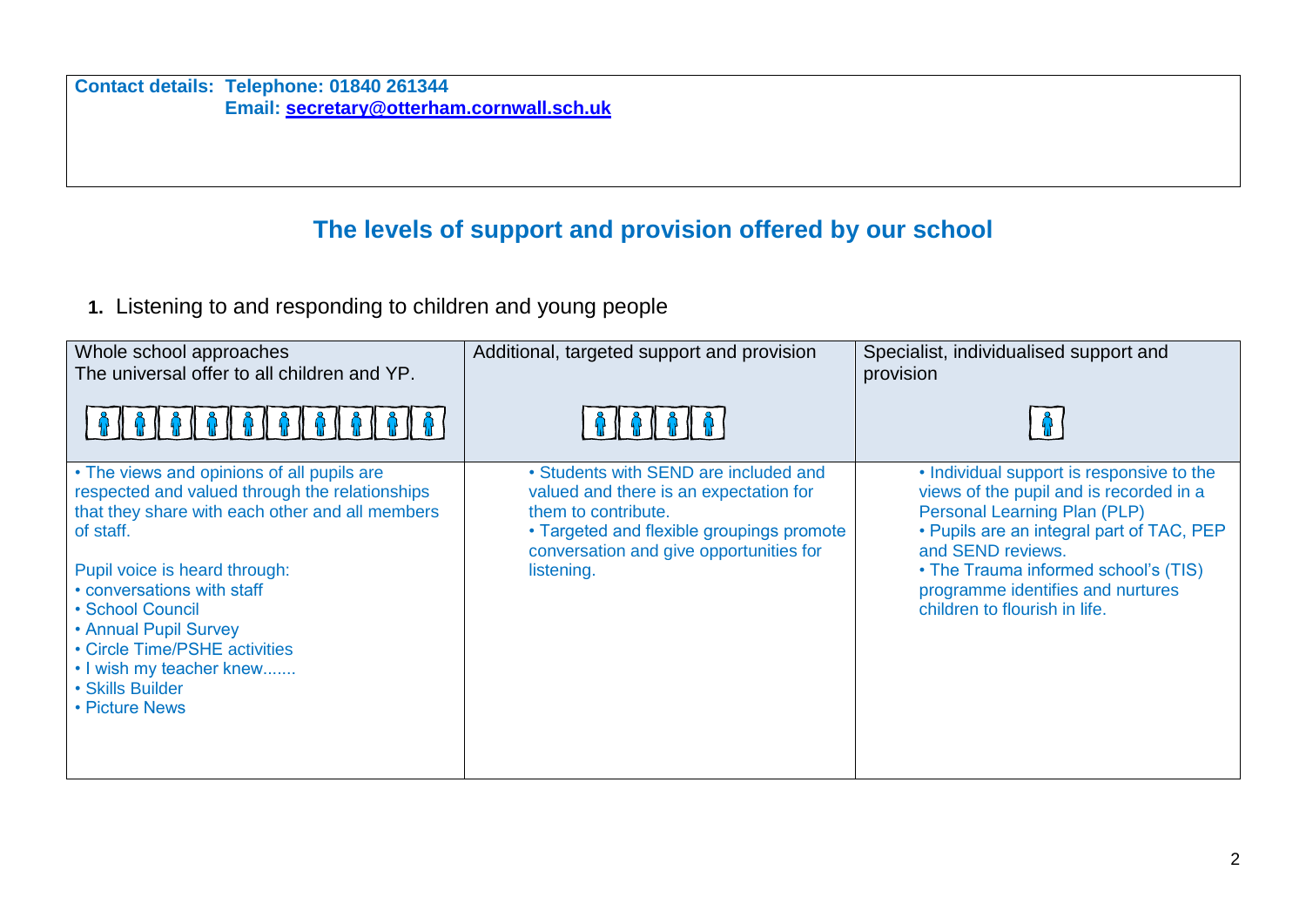**Contact details: Telephone: 01840 261344**
**Email: [secretary@otterham.cornwall.sch.uk](mailto:secretary@otterham.cornwall.sch.uk)**

## The levels of support and provision offered by our school

**1.** Listening to and responding to children and young people

| Whole school approaches<br>The universal offer to all children and YP. | Additional, targeted support and provision | Specialist, individualised support and provision |
|---|---|---|
| • The views and opinions of all pupils are respected and valued through the relationships that they share with each other and all members of staff.<br><br>Pupil voice is heard through:<br>• conversations with staff<br>• School Council<br>• Annual Pupil Survey<br>• Circle Time/PSHE activities<br>• I wish my teacher knew.......<br>• Skills Builder<br>• Picture News | • Students with SEND are included and valued and there is an expectation for them to contribute.<br>• Targeted and flexible groupings promote conversation and give opportunities for listening. | • Individual support is responsive to the views of the pupil and is recorded in a Personal Learning Plan (PLP)<br>• Pupils are an integral part of TAC, PEP and SEND reviews.<br>• The Trauma informed school's (TIS) programme identifies and nurtures children to flourish in life. |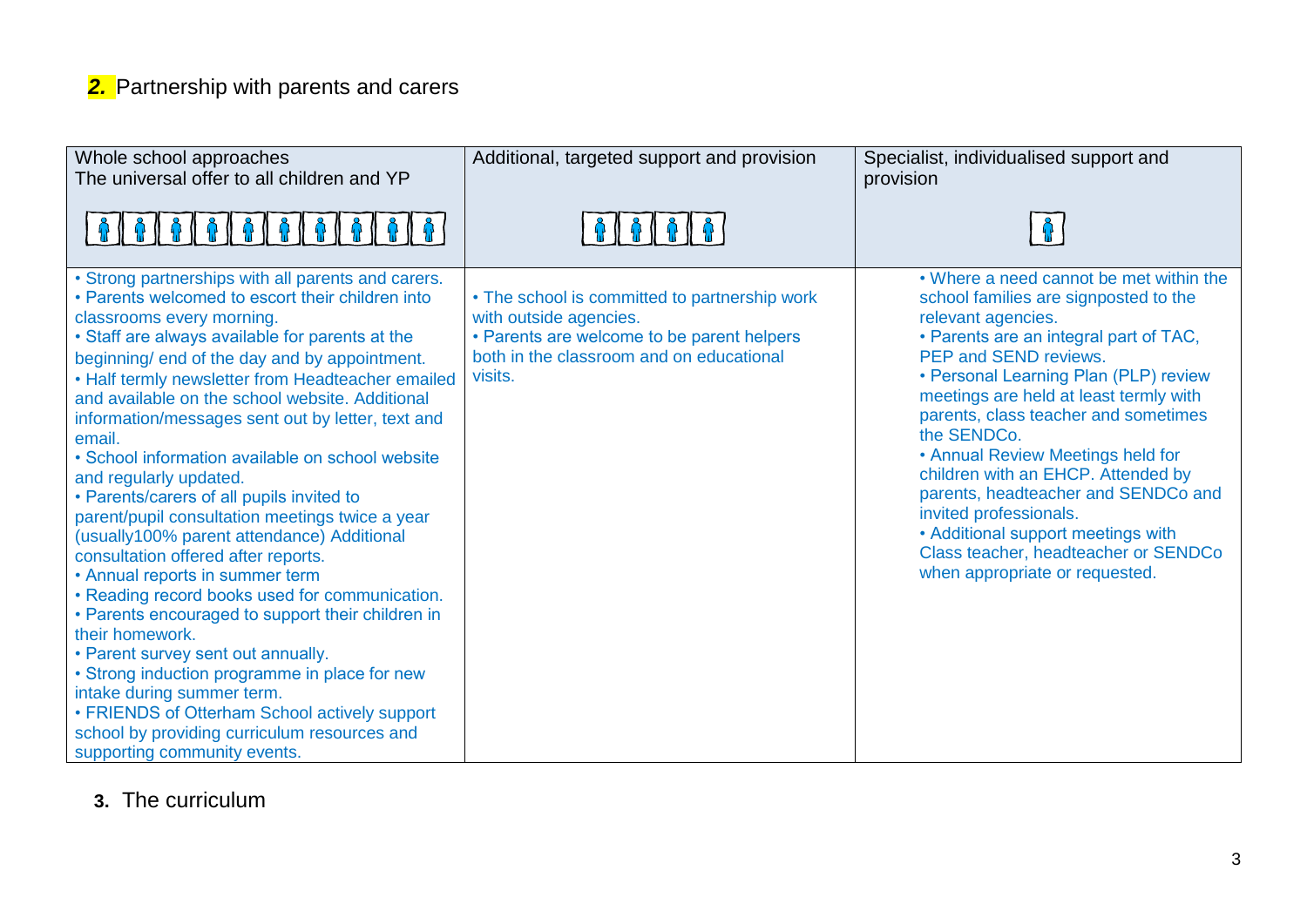## **2.** Partnership with parents and carers

| Whole school approaches<br>The universal offer to all children and YP | Additional, targeted support and provision | Specialist, individualised support and provision |
|---|---|---|
| • Strong partnerships with all parents and carers.<br>• Parents welcomed to escort their children into classrooms every morning.<br>• Staff are always available for parents at the beginning/ end of the day and by appointment.<br>• Half termly newsletter from Headteacher emailed and available on the school website. Additional information/messages sent out by letter, text and email.<br>• School information available on school website and regularly updated.<br>• Parents/carers of all pupils invited to parent/pupil consultation meetings twice a year (usually100% parent attendance) Additional consultation offered after reports.<br>• Annual reports in summer term<br>• Reading record books used for communication.<br>• Parents encouraged to support their children in their homework.<br>• Parent survey sent out annually.<br>• Strong induction programme in place for new intake during summer term.<br>• FRIENDS of Otterham School actively support school by providing curriculum resources and supporting community events. | • The school is committed to partnership work with outside agencies.<br>• Parents are welcome to be parent helpers both in the classroom and on educational visits. | • Where a need cannot be met within the school families are signposted to the relevant agencies.<br>• Parents are an integral part of TAC, PEP and SEND reviews.<br>• Personal Learning Plan (PLP) review meetings are held at least termly with parents, class teacher and sometimes the SENDCo.<br>• Annual Review Meetings held for children with an EHCP. Attended by parents, headteacher and SENDCo and invited professionals.<br>• Additional support meetings with Class teacher, headteacher or SENDCo when appropriate or requested. |

## **3.** The curriculum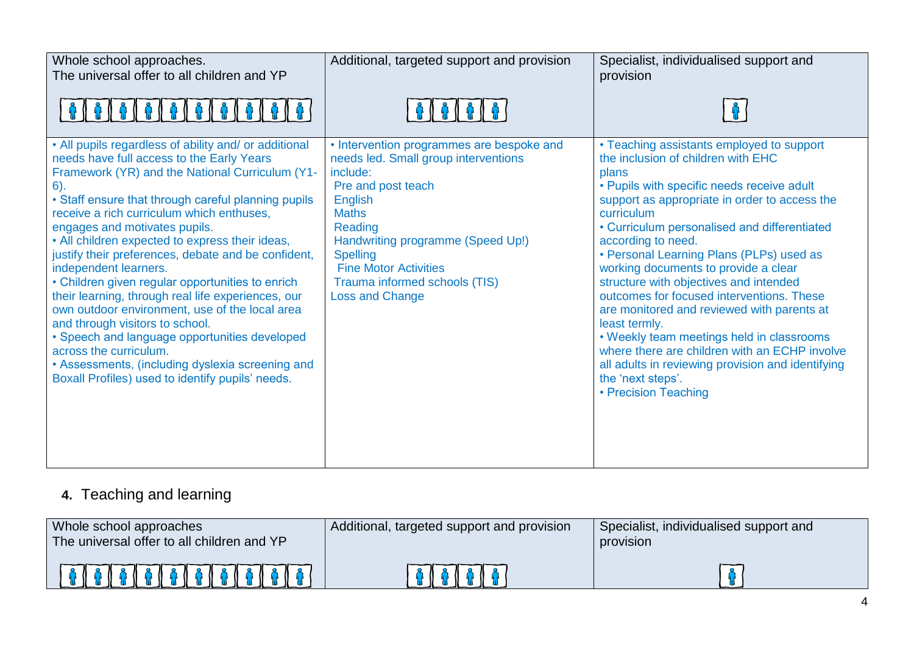| Whole school approaches. The universal offer to all children and YP | Additional, targeted support and provision | Specialist, individualised support and provision |
| --- | --- | --- |
| • All pupils regardless of ability and/ or additional needs have full access to the Early Years Framework (YR) and the National Curriculum (Y1-6).<br>• Staff ensure that through careful planning pupils receive a rich curriculum which enthuses, engages and motivates pupils.<br>• All children expected to express their ideas, justify their preferences, debate and be confident, independent learners.<br>• Children given regular opportunities to enrich their learning, through real life experiences, our own outdoor environment, use of the local area and through visitors to school.<br>• Speech and language opportunities developed across the curriculum.<br>• Assessments, (including dyslexia screening and Boxall Profiles) used to identify pupils' needs. | • Intervention programmes are bespoke and needs led. Small group interventions include:<br>Pre and post teach<br>English<br>Maths<br>Reading<br>Handwriting programme (Speed Up!)<br>Spelling<br>Fine Motor Activities<br>Trauma informed schools (TIS)<br>Loss and Change | • Teaching assistants employed to support the inclusion of children with EHC plans<br>• Pupils with specific needs receive adult support as appropriate in order to access the curriculum<br>• Curriculum personalised and differentiated according to need.<br>• Personal Learning Plans (PLPs) used as working documents to provide a clear structure with objectives and intended outcomes for focused interventions. These are monitored and reviewed with parents at least termly.<br>• Weekly team meetings held in classrooms where there are children with an ECHP involve all adults in reviewing provision and identifying the 'next steps'.<br>• Precision Teaching |

## 4. Teaching and learning

| Whole school approaches The universal offer to all children and YP | Additional, targeted support and provision | Specialist, individualised support and provision |
| --- | --- | --- |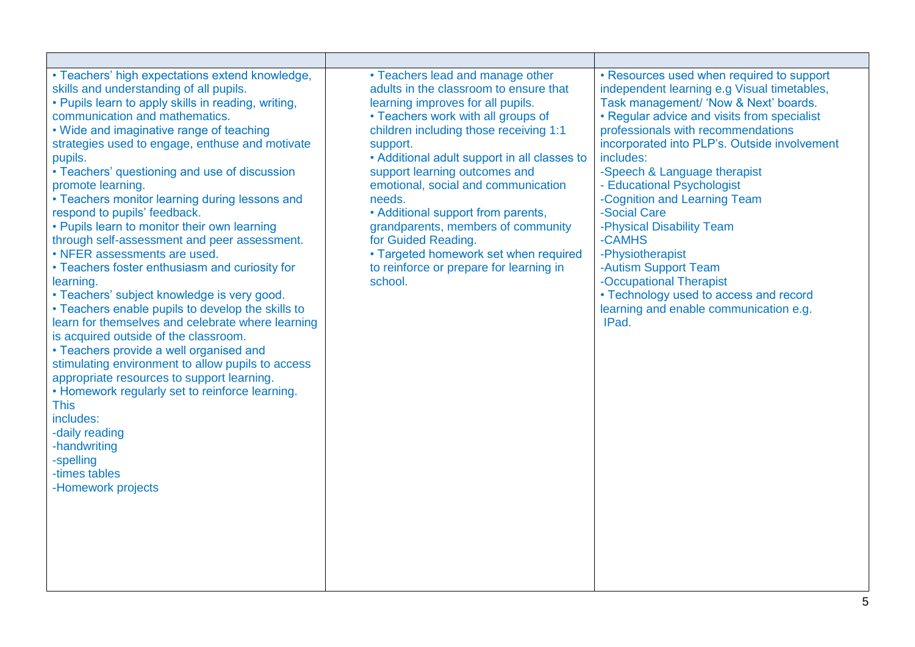| | | |
|---|---|---|
| • Teachers' high expectations extend knowledge, skills and understanding of all pupils.<br>• Pupils learn to apply skills in reading, writing, communication and mathematics.<br>• Wide and imaginative range of teaching strategies used to engage, enthuse and motivate pupils.<br>• Teachers' questioning and use of discussion promote learning.<br>• Teachers monitor learning during lessons and respond to pupils' feedback.<br>• Pupils learn to monitor their own learning through self-assessment and peer assessment.<br>• NFER assessments are used.<br>• Teachers foster enthusiasm and curiosity for learning.<br>• Teachers' subject knowledge is very good.<br>• Teachers enable pupils to develop the skills to learn for themselves and celebrate where learning is acquired outside of the classroom.<br>• Teachers provide a well organised and stimulating environment to allow pupils to access appropriate resources to support learning.<br>• Homework regularly set to reinforce learning. This includes:<br>-daily reading<br>-handwriting<br>-spelling<br>-times tables<br>-Homework projects | • Teachers lead and manage other adults in the classroom to ensure that learning improves for all pupils.<br>• Teachers work with all groups of children including those receiving 1:1 support.<br>• Additional adult support in all classes to support learning outcomes and emotional, social and communication needs.<br>• Additional support from parents, grandparents, members of community for Guided Reading.<br>• Targeted homework set when required to reinforce or prepare for learning in school. | • Resources used when required to support independent learning e.g Visual timetables, Task management/ 'Now & Next' boards.<br>• Regular advice and visits from specialist professionals with recommendations incorporated into PLP's. Outside involvement includes:<br>-Speech & Language therapist<br>- Educational Psychologist<br>-Cognition and Learning Team<br>-Social Care<br>-Physical Disability Team<br>-CAMHS<br>-Physiotherapist<br>-Autism Support Team<br>-Occupational Therapist<br>• Technology used to access and record learning and enable communication e.g. IPad. |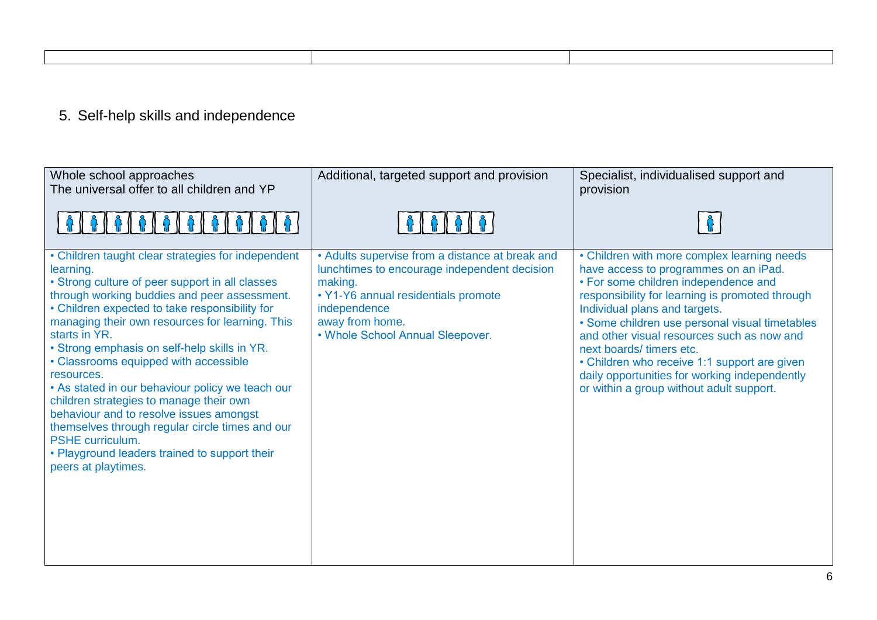## 5. Self-help skills and independence

| Whole school approaches<br>The universal offer to all children and YP | Additional, targeted support and provision | Specialist, individualised support and provision |
|---|---|---|
| • Children taught clear strategies for independent learning.<br>• Strong culture of peer support in all classes through working buddies and peer assessment.<br>• Children expected to take responsibility for managing their own resources for learning. This starts in YR.<br>• Strong emphasis on self-help skills in YR.<br>• Classrooms equipped with accessible resources.<br>• As stated in our behaviour policy we teach our children strategies to manage their own behaviour and to resolve issues amongst themselves through regular circle times and our PSHE curriculum.<br>• Playground leaders trained to support their peers at playtimes. | • Adults supervise from a distance at break and lunchtimes to encourage independent decision making.<br>• Y1-Y6 annual residentials promote independence away from home.<br>• Whole School Annual Sleepover. | • Children with more complex learning needs have access to programmes on an iPad.<br>• For some children independence and responsibility for learning is promoted through Individual plans and targets.<br>• Some children use personal visual timetables and other visual resources such as now and next boards/ timers etc.<br>• Children who receive 1:1 support are given daily opportunities for working independently or within a group without adult support. |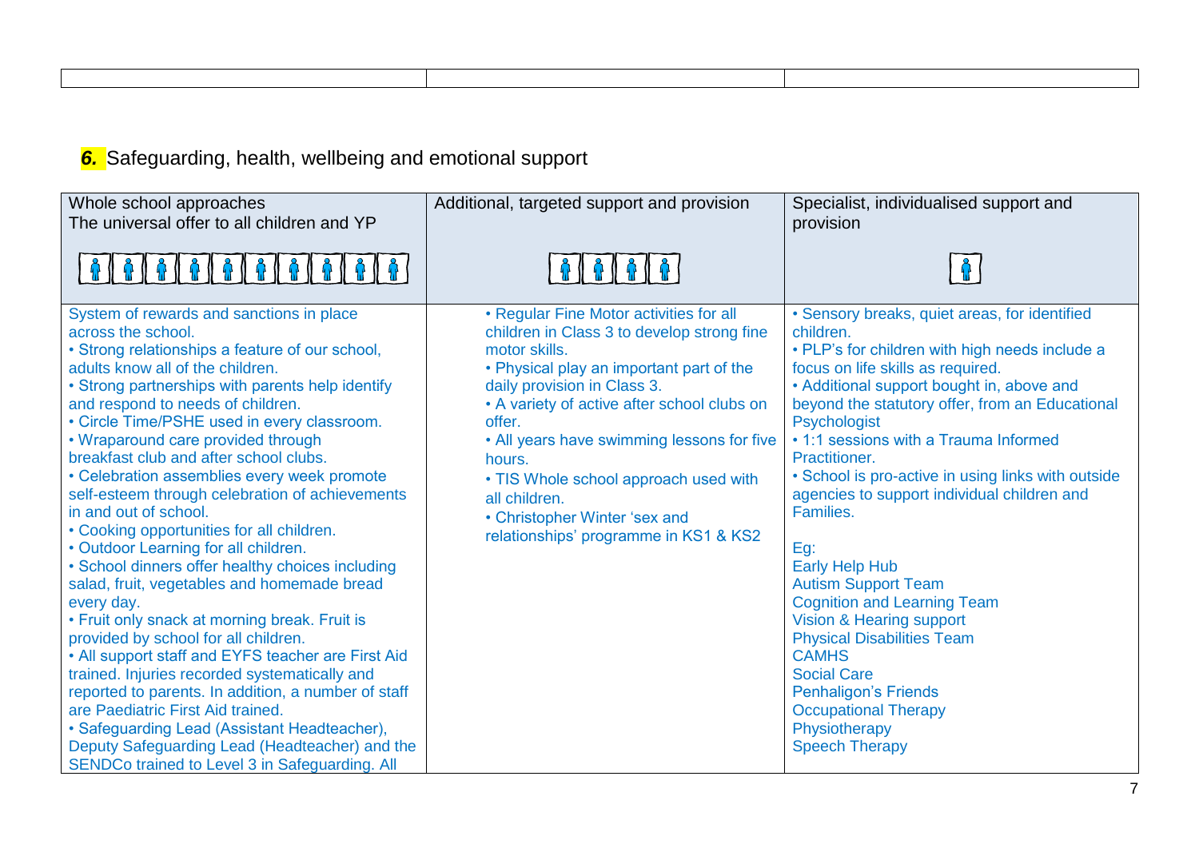| | | |
|---|---|---|

## *6.* Safeguarding, health, wellbeing and emotional support

| Whole school approaches<br>The universal offer to all children and YP | Additional, targeted support and provision | Specialist, individualised support and provision |
|---|---|---|
| System of rewards and sanctions in place across the school.<br>• Strong relationships a feature of our school, adults know all of the children.<br>• Strong partnerships with parents help identify and respond to needs of children.<br>• Circle Time/PSHE used in every classroom.<br>• Wraparound care provided through breakfast club and after school clubs.<br>• Celebration assemblies every week promote self-esteem through celebration of achievements in and out of school.<br>• Cooking opportunities for all children.<br>• Outdoor Learning for all children.<br>• School dinners offer healthy choices including salad, fruit, vegetables and homemade bread every day.<br>• Fruit only snack at morning break. Fruit is provided by school for all children.<br>• All support staff and EYFS teacher are First Aid trained. Injuries recorded systematically and reported to parents. In addition, a number of staff are Paediatric First Aid trained.<br>• Safeguarding Lead (Assistant Headteacher), Deputy Safeguarding Lead (Headteacher) and the SENDCo trained to Level 3 in Safeguarding. All | • Regular Fine Motor activities for all children in Class 3 to develop strong fine motor skills.<br>• Physical play an important part of the daily provision in Class 3.<br>• A variety of active after school clubs on offer.<br>• All years have swimming lessons for five hours.<br>• TIS Whole school approach used with all children.<br>• Christopher Winter 'sex and relationships' programme in KS1 & KS2 | • Sensory breaks, quiet areas, for identified children.<br>• PLP's for children with high needs include a focus on life skills as required.<br>• Additional support bought in, above and beyond the statutory offer, from an Educational Psychologist<br>• 1:1 sessions with a Trauma Informed Practitioner.<br>• School is pro-active in using links with outside agencies to support individual children and Families.<br><br>Eg:<br>Early Help Hub<br>Autism Support Team<br>Cognition and Learning Team<br>Vision & Hearing support<br>Physical Disabilities Team<br>CAMHS<br>Social Care<br>Penhaligon's Friends<br>Occupational Therapy<br>Physiotherapy<br>Speech Therapy |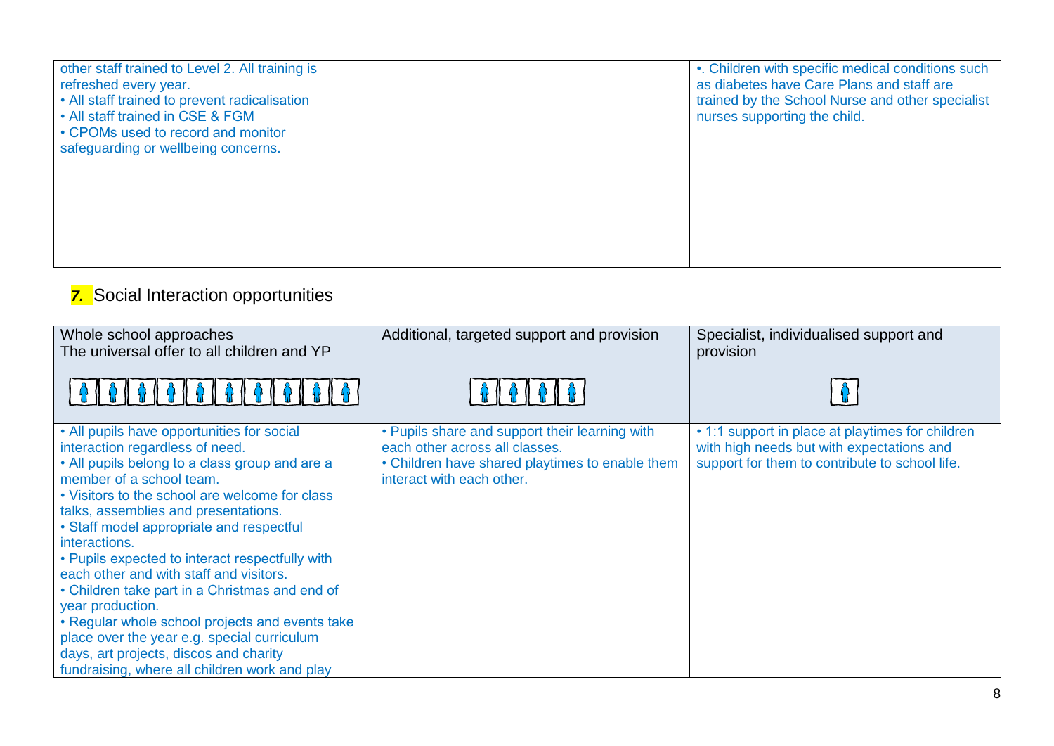| | | |
|---|---|---|
| other staff trained to Level 2. All training is refreshed every year.<br>• All staff trained to prevent radicalisation<br>• All staff trained in CSE & FGM<br>• CPOMs used to record and monitor safeguarding or wellbeing concerns. | | •. Children with specific medical conditions such as diabetes have Care Plans and staff are trained by the School Nurse and other specialist nurses supporting the child. |

## *7.* Social Interaction opportunities

| Whole school approaches<br>The universal offer to all children and YP | Additional, targeted support and provision | Specialist, individualised support and provision |
|---|---|---|
| • All pupils have opportunities for social interaction regardless of need.<br>• All pupils belong to a class group and are a member of a school team.<br>• Visitors to the school are welcome for class talks, assemblies and presentations.<br>• Staff model appropriate and respectful interactions.<br>• Pupils expected to interact respectfully with each other and with staff and visitors.<br>• Children take part in a Christmas and end of year production.<br>• Regular whole school projects and events take place over the year e.g. special curriculum days, art projects, discos and charity fundraising, where all children work and play | • Pupils share and support their learning with each other across all classes.<br>• Children have shared playtimes to enable them interact with each other. | • 1:1 support in place at playtimes for children with high needs but with expectations and support for them to contribute to school life. |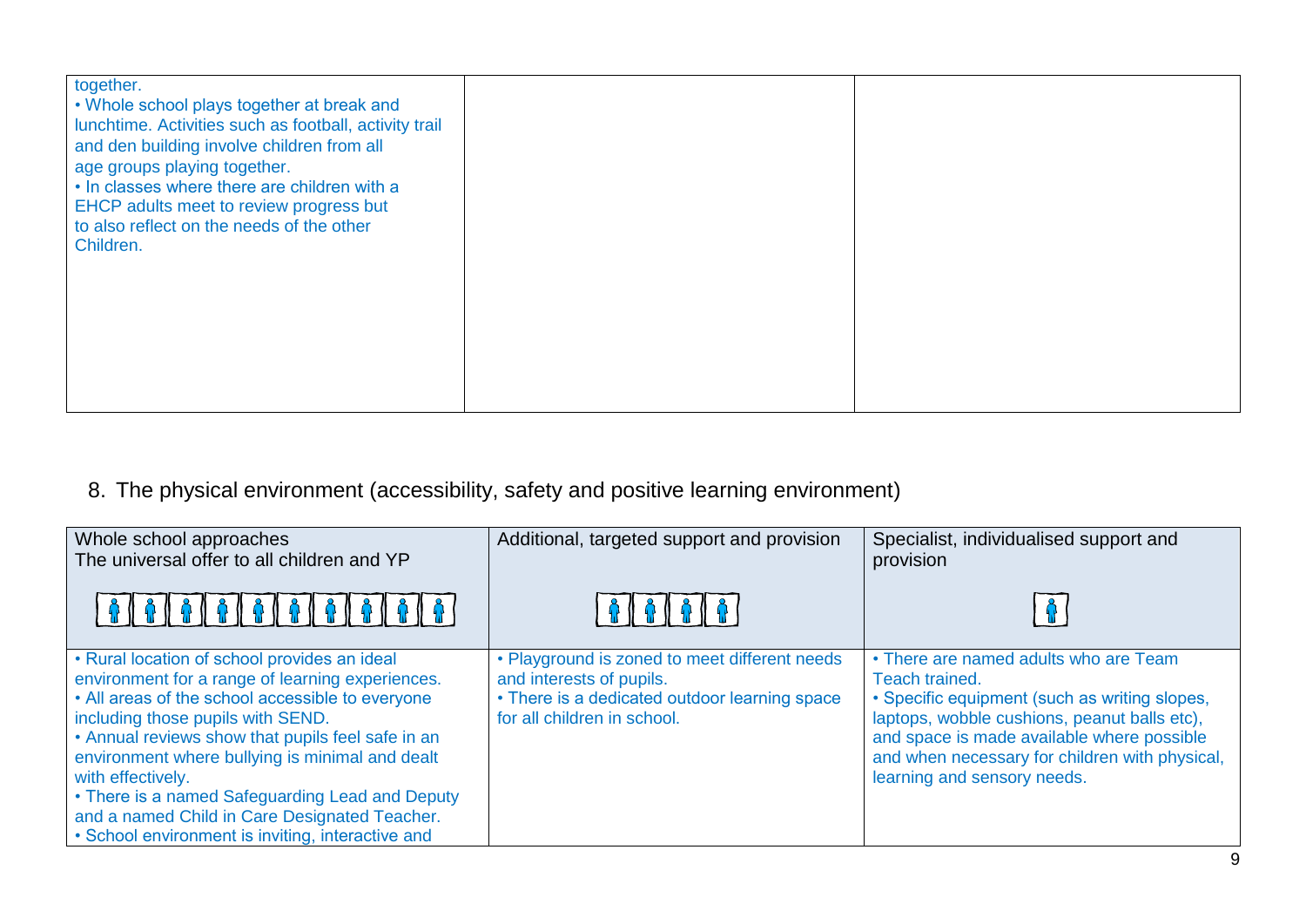| | | |
|---|---|---|
| together.<br>• Whole school plays together at break and lunchtime. Activities such as football, activity trail and den building involve children from all age groups playing together.<br>• In classes where there are children with a EHCP adults meet to review progress but to also reflect on the needs of the other Children. | | |

## 8. The physical environment (accessibility, safety and positive learning environment)

| Whole school approaches<br>The universal offer to all children and YP | Additional, targeted support and provision | Specialist, individualised support and provision |
|---|---|---|
| • Rural location of school provides an ideal environment for a range of learning experiences.<br>• All areas of the school accessible to everyone including those pupils with SEND.<br>• Annual reviews show that pupils feel safe in an environment where bullying is minimal and dealt with effectively.<br>• There is a named Safeguarding Lead and Deputy and a named Child in Care Designated Teacher.<br>• School environment is inviting, interactive and | • Playground is zoned to meet different needs and interests of pupils.<br>• There is a dedicated outdoor learning space for all children in school. | • There are named adults who are Team Teach trained.<br>• Specific equipment (such as writing slopes, laptops, wobble cushions, peanut balls etc), and space is made available where possible and when necessary for children with physical, learning and sensory needs. |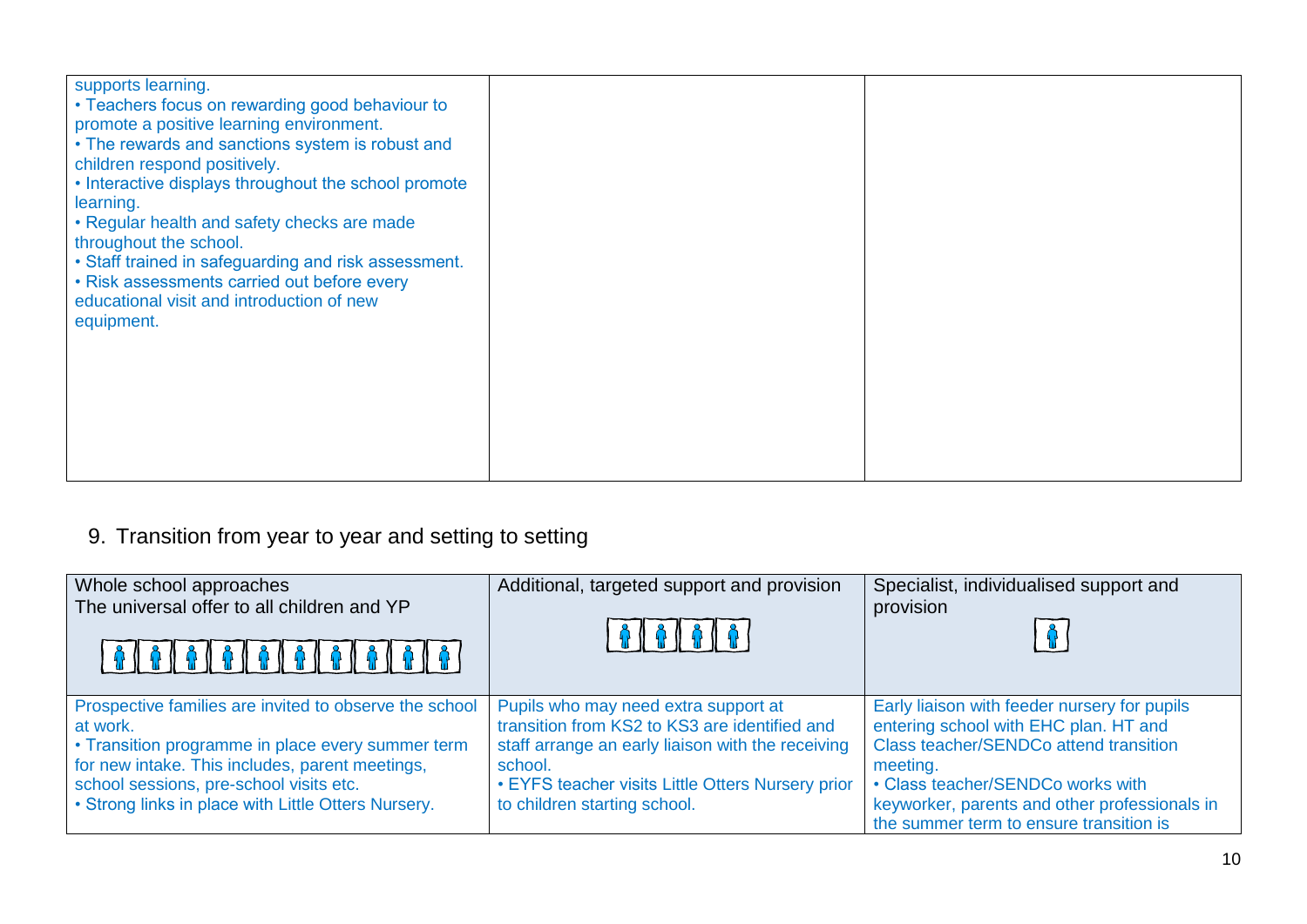| | | |
|---|---|---|
| supports learning.<br>• Teachers focus on rewarding good behaviour to promote a positive learning environment.<br>• The rewards and sanctions system is robust and children respond positively.<br>• Interactive displays throughout the school promote learning.<br>• Regular health and safety checks are made throughout the school.<br>• Staff trained in safeguarding and risk assessment.<br>• Risk assessments carried out before every educational visit and introduction of new equipment. | | |

## 9. Transition from year to year and setting to setting

| Whole school approaches<br>The universal offer to all children and YP | Additional, targeted support and provision | Specialist, individualised support and provision |
|---|---|---|
| Prospective families are invited to observe the school at work.<br>• Transition programme in place every summer term for new intake. This includes, parent meetings, school sessions, pre-school visits etc.<br>• Strong links in place with Little Otters Nursery. | Pupils who may need extra support at transition from KS2 to KS3 are identified and staff arrange an early liaison with the receiving school.<br>• EYFS teacher visits Little Otters Nursery prior to children starting school. | Early liaison with feeder nursery for pupils entering school with EHC plan. HT and Class teacher/SENDCo attend transition meeting.<br>• Class teacher/SENDCo works with keyworker, parents and other professionals in the summer term to ensure transition is |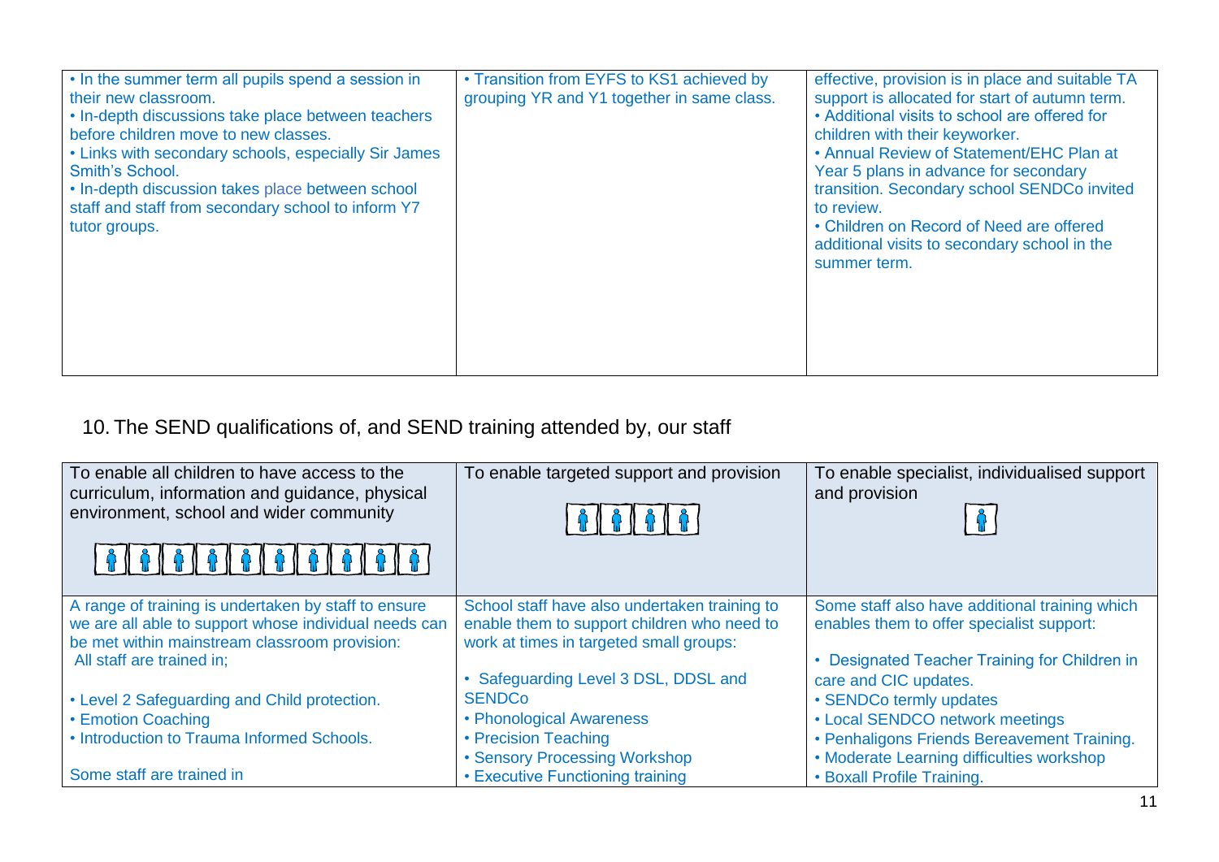| | | |
|---|---|---|
| • In the summer term all pupils spend a session in their new classroom.<br>• In-depth discussions take place between teachers before children move to new classes.<br>• Links with secondary schools, especially Sir James Smith's School.<br>• In-depth discussion takes place between school staff and staff from secondary school to inform Y7 tutor groups. | • Transition from EYFS to KS1 achieved by grouping YR and Y1 together in same class. | effective, provision is in place and suitable TA support is allocated for start of autumn term.<br>• Additional visits to school are offered for children with their keyworker.<br>• Annual Review of Statement/EHC Plan at Year 5 plans in advance for secondary transition. Secondary school SENDCo invited to review.<br>• Children on Record of Need are offered additional visits to secondary school in the summer term. |

## 10. The SEND qualifications of, and SEND training attended by, our staff

| To enable all children to have access to the curriculum, information and guidance, physical environment, school and wider community | To enable targeted support and provision | To enable specialist, individualised support and provision |
|---|---|---|
| A range of training is undertaken by staff to ensure we are all able to support whose individual needs can be met within mainstream classroom provision:<br>All staff are trained in;<br><br>• Level 2 Safeguarding and Child protection.<br>• Emotion Coaching<br>• Introduction to Trauma Informed Schools.<br><br>Some staff are trained in | School staff have also undertaken training to enable them to support children who need to work at times in targeted small groups:<br><br>• Safeguarding Level 3 DSL, DDSL and SENDCo<br>• Phonological Awareness<br>• Precision Teaching<br>• Sensory Processing Workshop<br>• Executive Functioning training | Some staff also have additional training which enables them to offer specialist support:<br><br>• Designated Teacher Training for Children in care and CIC updates.<br>• SENDCo termly updates<br>• Local SENDCO network meetings<br>• Penhaligons Friends Bereavement Training.<br>• Moderate Learning difficulties workshop<br>• Boxall Profile Training. |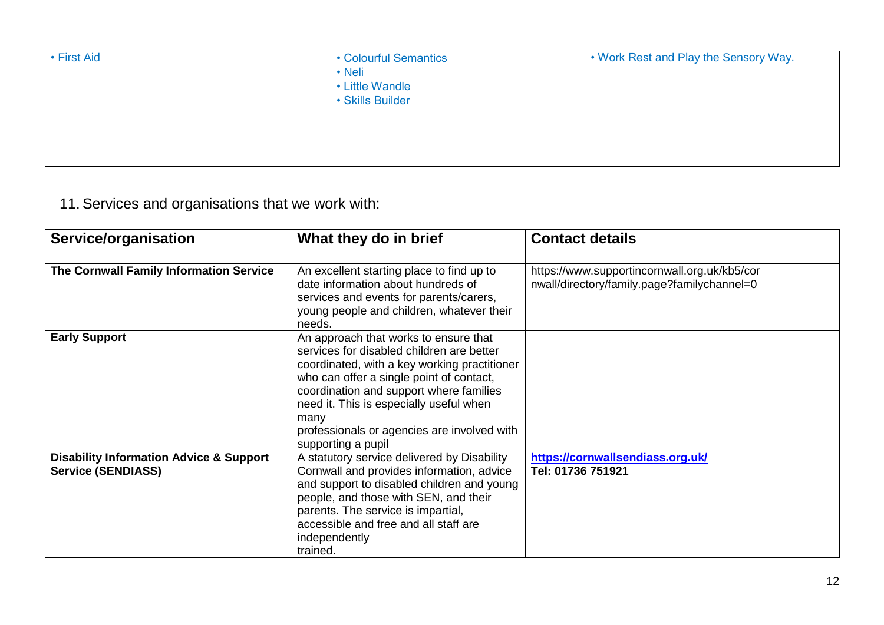| • First Aid | • Colourful Semantics<br>• Neli<br>• Little Wandle<br>• Skills Builder | • Work Rest and Play the Sensory Way. |
|---|---|---|

11. Services and organisations that we work with:

| Service/organisation | What they do in brief | Contact details |
|---|---|---|
| **The Cornwall Family Information Service** | An excellent starting place to find up to date information about hundreds of services and events for parents/carers, young people and children, whatever their needs. | https://www.supportincornwall.org.uk/kb5/cornwall/directory/family.page?familychannel=0 |
| **Early Support** | An approach that works to ensure that services for disabled children are better coordinated, with a key working practitioner who can offer a single point of contact, coordination and support where families need it. This is especially useful when many professionals or agencies are involved with supporting a pupil | |
| **Disability Information Advice & Support Service (SENDIASS)** | A statutory service delivered by Disability Cornwall and provides information, advice and support to disabled children and young people, and those with SEN, and their parents. The service is impartial, accessible and free and all staff are independently trained. | **https://cornwallsendiass.org.uk/**<br>**Tel: 01736 751921** |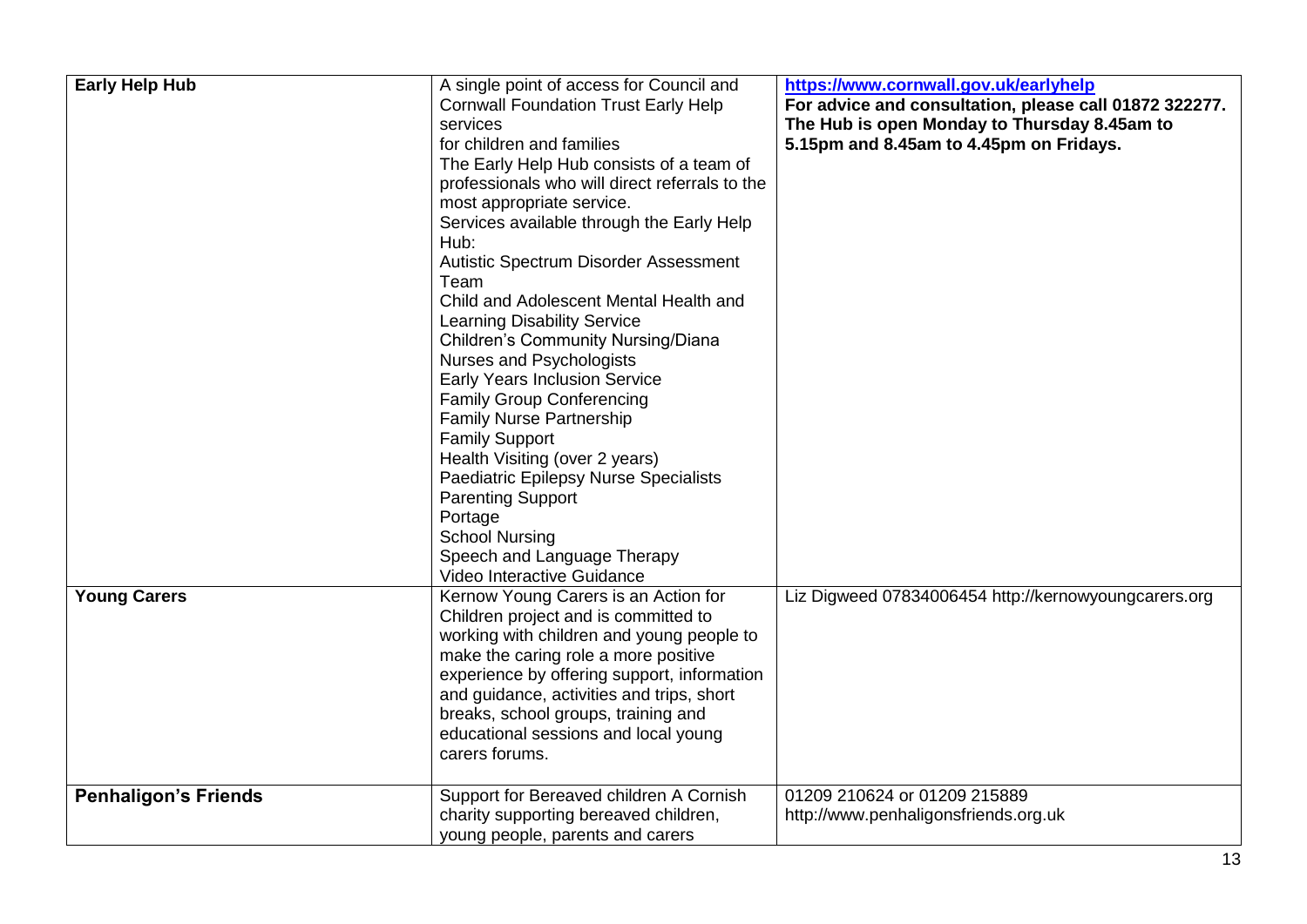| | | |
|---|---|---|
| **Early Help Hub** | A single point of access for Council and Cornwall Foundation Trust Early Help services for children and families<br>The Early Help Hub consists of a team of professionals who will direct referrals to the most appropriate service.<br>Services available through the Early Help Hub:<br>Autistic Spectrum Disorder Assessment Team<br>Child and Adolescent Mental Health and Learning Disability Service<br>Children's Community Nursing/Diana Nurses and Psychologists<br>Early Years Inclusion Service<br>Family Group Conferencing<br>Family Nurse Partnership<br>Family Support<br>Health Visiting (over 2 years)<br>Paediatric Epilepsy Nurse Specialists<br>Parenting Support<br>Portage<br>School Nursing<br>Speech and Language Therapy<br>Video Interactive Guidance | **https://www.cornwall.gov.uk/earlyhelp**<br>**For advice and consultation, please call 01872 322277. The Hub is open Monday to Thursday 8.45am to 5.15pm and 8.45am to 4.45pm on Fridays.** |
| **Young Carers** | Kernow Young Carers is an Action for Children project and is committed to working with children and young people to make the caring role a more positive experience by offering support, information and guidance, activities and trips, short breaks, school groups, training and educational sessions and local young carers forums. | Liz Digweed 07834006454 http://kernowyoungcarers.org |
| **Penhaligon's Friends** | Support for Bereaved children A Cornish charity supporting bereaved children, young people, parents and carers | 01209 210624 or 01209 215889<br>http://www.penhaligonsfriends.org.uk |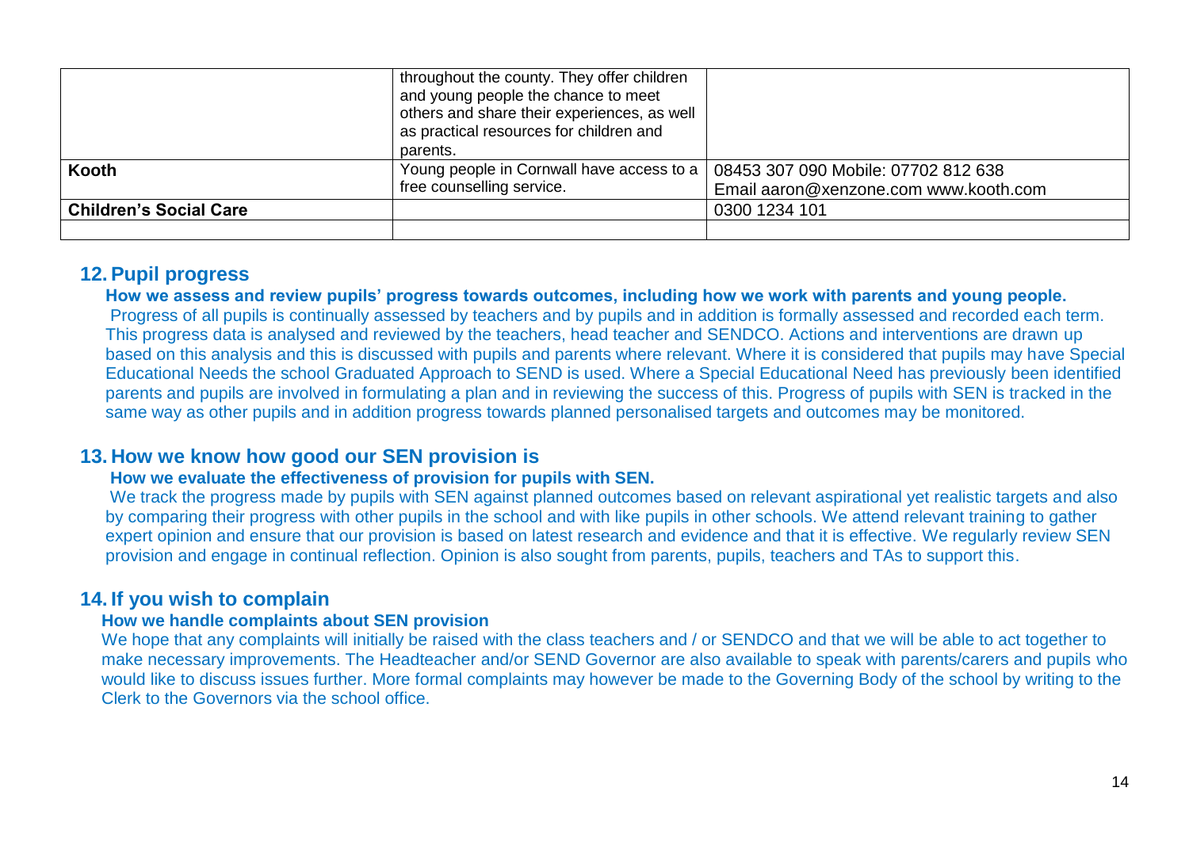| | | |
|---|---|---|
| | throughout the county. They offer children and young people the chance to meet others and share their experiences, as well as practical resources for children and parents. | |
| **Kooth** | Young people in Cornwall have access to a free counselling service. | 08453 307 090 Mobile: 07702 812 638<br>Email aaron@xenzone.com www.kooth.com |
| **Children's Social Care** | | 0300 1234 101 |
| | | |

## 12. Pupil progress

**How we assess and review pupils' progress towards outcomes, including how we work with parents and young people.**

Progress of all pupils is continually assessed by teachers and by pupils and in addition is formally assessed and recorded each term. This progress data is analysed and reviewed by the teachers, head teacher and SENDCO. Actions and interventions are drawn up based on this analysis and this is discussed with pupils and parents where relevant. Where it is considered that pupils may have Special Educational Needs the school Graduated Approach to SEND is used. Where a Special Educational Need has previously been identified parents and pupils are involved in formulating a plan and in reviewing the success of this. Progress of pupils with SEN is tracked in the same way as other pupils and in addition progress towards planned personalised targets and outcomes may be monitored.

## 13. How we know how good our SEN provision is

**How we evaluate the effectiveness of provision for pupils with SEN.**

We track the progress made by pupils with SEN against planned outcomes based on relevant aspirational yet realistic targets and also by comparing their progress with other pupils in the school and with like pupils in other schools. We attend relevant training to gather expert opinion and ensure that our provision is based on latest research and evidence and that it is effective. We regularly review SEN provision and engage in continual reflection. Opinion is also sought from parents, pupils, teachers and TAs to support this.

## 14. If you wish to complain

**How we handle complaints about SEN provision**

We hope that any complaints will initially be raised with the class teachers and / or SENDCO and that we will be able to act together to make necessary improvements. The Headteacher and/or SEND Governor are also available to speak with parents/carers and pupils who would like to discuss issues further. More formal complaints may however be made to the Governing Body of the school by writing to the Clerk to the Governors via the school office.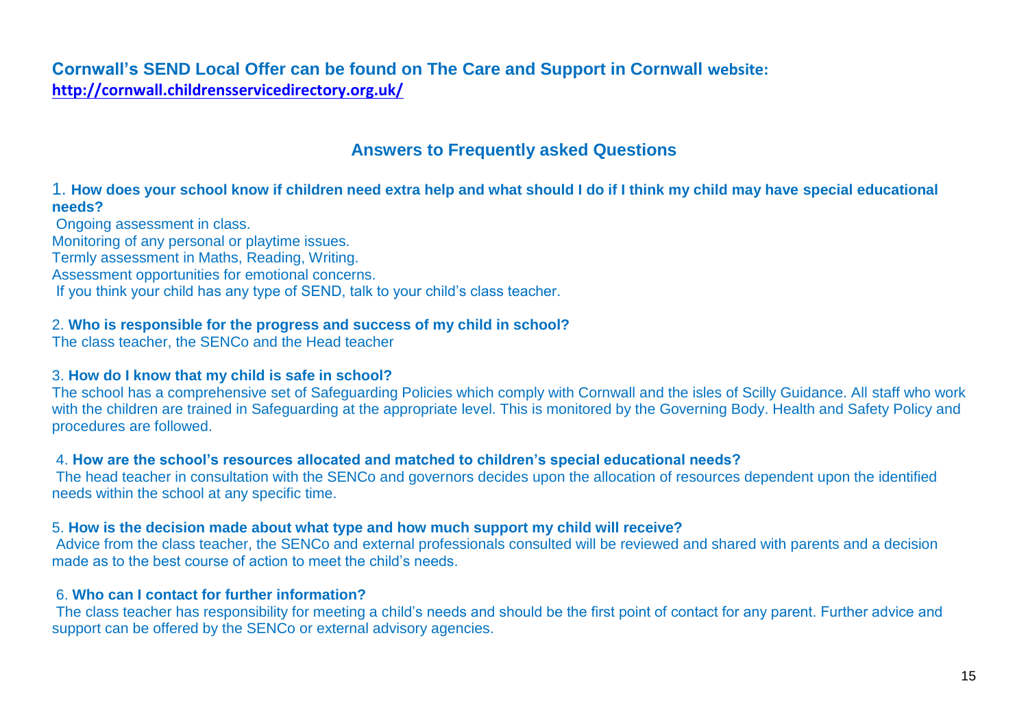**Cornwall's SEND Local Offer can be found on The Care and Support in Cornwall website:**
**[http://cornwall.childrensservicedirectory.org.uk/](http://cornwall.childrensservicedirectory.org.uk/)**

## Answers to Frequently asked Questions

1. **How does your school know if children need extra help and what should I do if I think my child may have special educational needs?**

Ongoing assessment in class.
Monitoring of any personal or playtime issues.
Termly assessment in Maths, Reading, Writing.
Assessment opportunities for emotional concerns.
If you think your child has any type of SEND, talk to your child's class teacher.

2. **Who is responsible for the progress and success of my child in school?**

The class teacher, the SENCo and the Head teacher

3. **How do I know that my child is safe in school?**

The school has a comprehensive set of Safeguarding Policies which comply with Cornwall and the isles of Scilly Guidance. All staff who work with the children are trained in Safeguarding at the appropriate level. This is monitored by the Governing Body. Health and Safety Policy and procedures are followed.

4. **How are the school's resources allocated and matched to children's special educational needs?**

The head teacher in consultation with the SENCo and governors decides upon the allocation of resources dependent upon the identified needs within the school at any specific time.

5. **How is the decision made about what type and how much support my child will receive?**

Advice from the class teacher, the SENCo and external professionals consulted will be reviewed and shared with parents and a decision made as to the best course of action to meet the child's needs.

6. **Who can I contact for further information?**

The class teacher has responsibility for meeting a child's needs and should be the first point of contact for any parent. Further advice and support can be offered by the SENCo or external advisory agencies.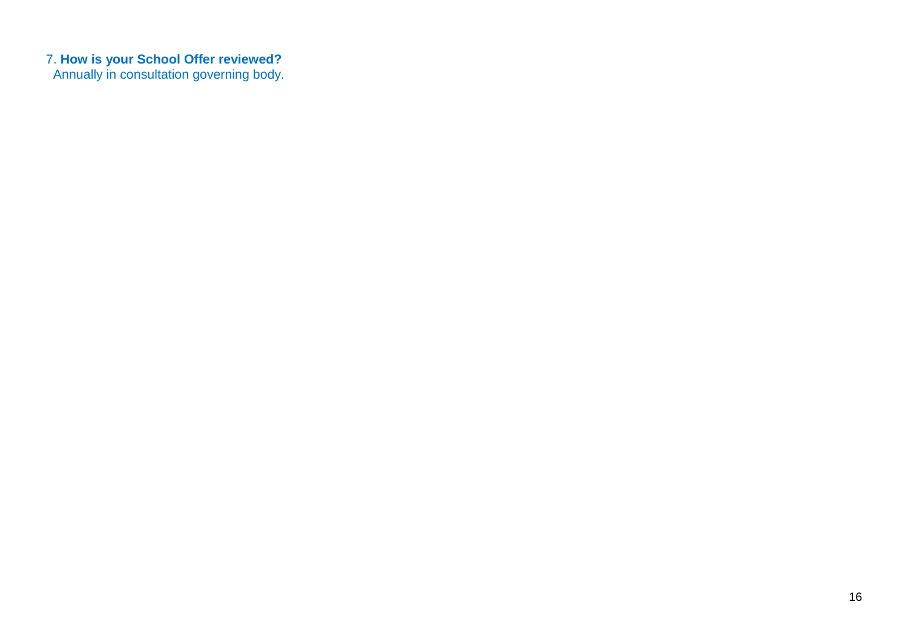7. **How is your School Offer reviewed?**

Annually in consultation governing body.